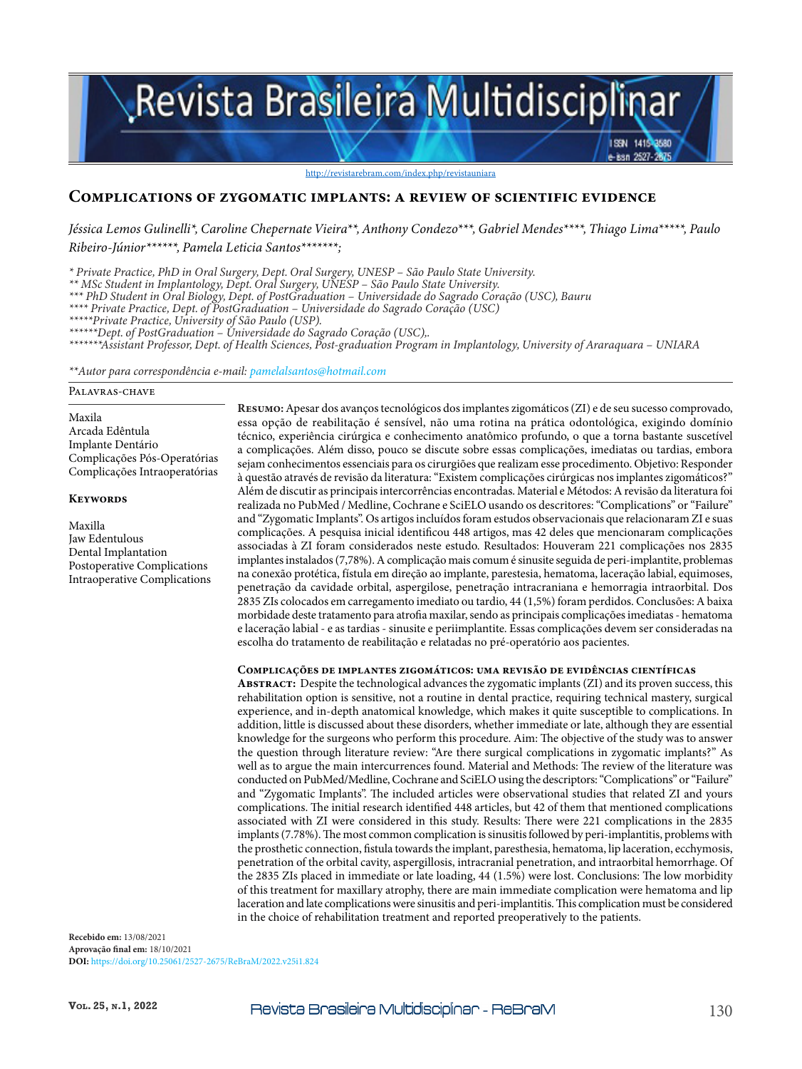http://revistarebram.com/index.php/revistauniara

# Complications of zygomatic implants: a review of scientific evidence

*Jéssica Lemos Gulinelli\*, Caroline Chepernate Vieira\*\*, Anthony Condezo\*\*\*, Gabriel Mendes\*\*\*\*, Thiago Lima\*\*\*\*\*, Paulo Ribeiro-Júnior\*\*\*\*\*\*, Pamela Leticia Santos\*\*\*\*\*\*\*;*

*\* Private Practice, PhD in Oral Surgery, Dept. Oral Surgery, UNESP – São Paulo State University.*
*\*\* MSc Student in Implantology, Dept. Oral Surgery, UNESP – São Paulo State University.*
*\*\*\* PhD Student in Oral Biology, Dept. of PostGraduation – Universidade do Sagrado Coração (USC), Bauru*
*\*\*\*\* Private Practice, Dept. of PostGraduation – Universidade do Sagrado Coração (USC)*
*\*\*\*\*\*Private Practice, University of São Paulo (USP).*
*\*\*\*\*\*\*Dept. of PostGraduation – Universidade do Sagrado Coração (USC),.*
*\*\*\*\*\*\*\*Assistant Professor, Dept. of Health Sciences, Post-graduation Program in Implantology, University of Araraquara – UNIARA*

*\*\*Autor para correspondência e-mail: pamelalsantos@hotmail.com*

**Palavras-chave**

Maxila
Arcada Edêntula
Implante Dentário
Complicações Pós-Operatórias
Complicações Intraoperatórias

**Keywords**

Maxilla
Jaw Edentulous
Dental Implantation
Postoperative Complications
Intraoperative Complications

**Resumo:** Apesar dos avanços tecnológicos dos implantes zigomáticos (ZI) e de seu sucesso comprovado, essa opção de reabilitação é sensível, não uma rotina na prática odontológica, exigindo domínio técnico, experiência cirúrgica e conhecimento anatômico profundo, o que a torna bastante suscetível a complicações. Além disso, pouco se discute sobre essas complicações, imediatas ou tardias, embora sejam conhecimentos essenciais para os cirurgiões que realizam esse procedimento. Objetivo: Responder à questão através de revisão da literatura: "Existem complicações cirúrgicas nos implantes zigomáticos?" Além de discutir as principais intercorrências encontradas. Material e Métodos: A revisão da literatura foi realizada no PubMed / Medline, Cochrane e SciELO usando os descritores: "Complications" or "Failure" and "Zygomatic Implants". Os artigos incluídos foram estudos observacionais que relacionaram ZI e suas complicações. A pesquisa inicial identificou 448 artigos, mas 42 deles que mencionaram complicações associadas à ZI foram considerados neste estudo. Resultados: Houveram 221 complicações nos 2835 implantes instalados (7,78%). A complicação mais comum é sinusite seguida de peri-implantite, problemas na conexão protética, fístula em direção ao implante, parestesia, hematoma, laceração labial, equimoses, penetração da cavidade orbital, aspergilose, penetração intracraniana e hemorragia intraorbital. Dos 2835 ZIs colocados em carregamento imediato ou tardio, 44 (1,5%) foram perdidos. Conclusões: A baixa morbidade deste tratamento para atrofia maxilar, sendo as principais complicações imediatas - hematoma e laceração labial - e as tardias - sinusite e periimplantite. Essas complicações devem ser consideradas na escolha do tratamento de reabilitação e relatadas no pré-operatório aos pacientes.

## Complicações de implantes zigomáticos: uma revisão de evidências científicas

**Abstract:** Despite the technological advances the zygomatic implants (ZI) and its proven success, this rehabilitation option is sensitive, not a routine in dental practice, requiring technical mastery, surgical experience, and in-depth anatomical knowledge, which makes it quite susceptible to complications. In addition, little is discussed about these disorders, whether immediate or late, although they are essential knowledge for the surgeons who perform this procedure. Aim: The objective of the study was to answer the question through literature review: "Are there surgical complications in zygomatic implants?" As well as to argue the main intercurrences found. Material and Methods: The review of the literature was conducted on PubMed/Medline, Cochrane and SciELO using the descriptors: "Complications" or "Failure" and "Zygomatic Implants". The included articles were observational studies that related ZI and yours complications. The initial research identified 448 articles, but 42 of them that mentioned complications associated with ZI were considered in this study. Results: There were 221 complications in the 2835 implants (7.78%). The most common complication is sinusitis followed by peri-implantitis, problems with the prosthetic connection, fistula towards the implant, paresthesia, hematoma, lip laceration, ecchymosis, penetration of the orbital cavity, aspergillosis, intracranial penetration, and intraorbital hemorrhage. Of the 2835 ZIs placed in immediate or late loading, 44 (1.5%) were lost. Conclusions: The low morbidity of this treatment for maxillary atrophy, there are main immediate complication were hematoma and lip laceration and late complications were sinusitis and peri-implantitis. This complication must be considered in the choice of rehabilitation treatment and reported preoperatively to the patients.

**Recebido em:** 13/08/2021
**Aprovação final em:** 18/10/2021
**DOI:** https://doi.org/10.25061/2527-2675/ReBraM/2022.v25i1.824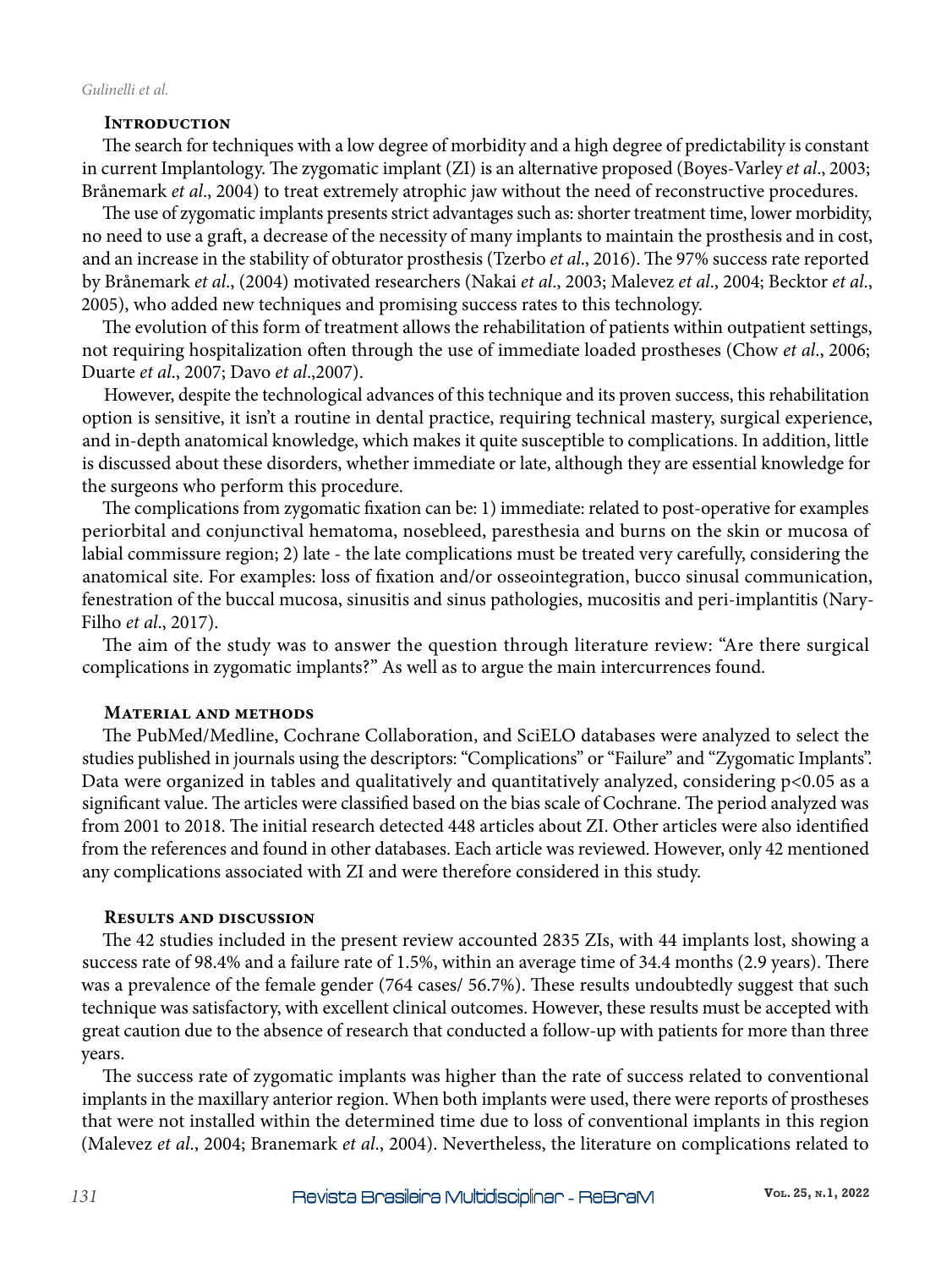## Introduction

The search for techniques with a low degree of morbidity and a high degree of predictability is constant in current Implantology. The zygomatic implant (ZI) is an alternative proposed (Boyes-Varley *et al*., 2003; Brånemark *et al*., 2004) to treat extremely atrophic jaw without the need of reconstructive procedures.

The use of zygomatic implants presents strict advantages such as: shorter treatment time, lower morbidity, no need to use a graft, a decrease of the necessity of many implants to maintain the prosthesis and in cost, and an increase in the stability of obturator prosthesis (Tzerbo *et al*., 2016). The 97% success rate reported by Brånemark *et al*., (2004) motivated researchers (Nakai *et al*., 2003; Malevez *et al*., 2004; Becktor *et al*., 2005), who added new techniques and promising success rates to this technology.

The evolution of this form of treatment allows the rehabilitation of patients within outpatient settings, not requiring hospitalization often through the use of immediate loaded prostheses (Chow *et al*., 2006; Duarte *et al*., 2007; Davo *et al*.,2007).

However, despite the technological advances of this technique and its proven success, this rehabilitation option is sensitive, it isn't a routine in dental practice, requiring technical mastery, surgical experience, and in-depth anatomical knowledge, which makes it quite susceptible to complications. In addition, little is discussed about these disorders, whether immediate or late, although they are essential knowledge for the surgeons who perform this procedure.

The complications from zygomatic fixation can be: 1) immediate: related to post-operative for examples periorbital and conjunctival hematoma, nosebleed, paresthesia and burns on the skin or mucosa of labial commissure region; 2) late - the late complications must be treated very carefully, considering the anatomical site. For examples: loss of fixation and/or osseointegration, bucco sinusal communication, fenestration of the buccal mucosa, sinusitis and sinus pathologies, mucositis and peri-implantitis (Nary-Filho *et al*., 2017).

The aim of the study was to answer the question through literature review: "Are there surgical complications in zygomatic implants?" As well as to argue the main intercurrences found.

## Material and methods

The PubMed/Medline, Cochrane Collaboration, and SciELO databases were analyzed to select the studies published in journals using the descriptors: "Complications" or "Failure" and "Zygomatic Implants". Data were organized in tables and qualitatively and quantitatively analyzed, considering $p<0.05$ as a significant value. The articles were classified based on the bias scale of Cochrane. The period analyzed was from 2001 to 2018. The initial research detected 448 articles about ZI. Other articles were also identified from the references and found in other databases. Each article was reviewed. However, only 42 mentioned any complications associated with ZI and were therefore considered in this study.

## Results and discussion

The 42 studies included in the present review accounted 2835 ZIs, with 44 implants lost, showing a success rate of 98.4% and a failure rate of 1.5%, within an average time of 34.4 months (2.9 years). There was a prevalence of the female gender (764 cases/ 56.7%). These results undoubtedly suggest that such technique was satisfactory, with excellent clinical outcomes. However, these results must be accepted with great caution due to the absence of research that conducted a follow-up with patients for more than three years.

The success rate of zygomatic implants was higher than the rate of success related to conventional implants in the maxillary anterior region. When both implants were used, there were reports of prostheses that were not installed within the determined time due to loss of conventional implants in this region (Malevez *et al*., 2004; Branemark *et al*., 2004). Nevertheless, the literature on complications related to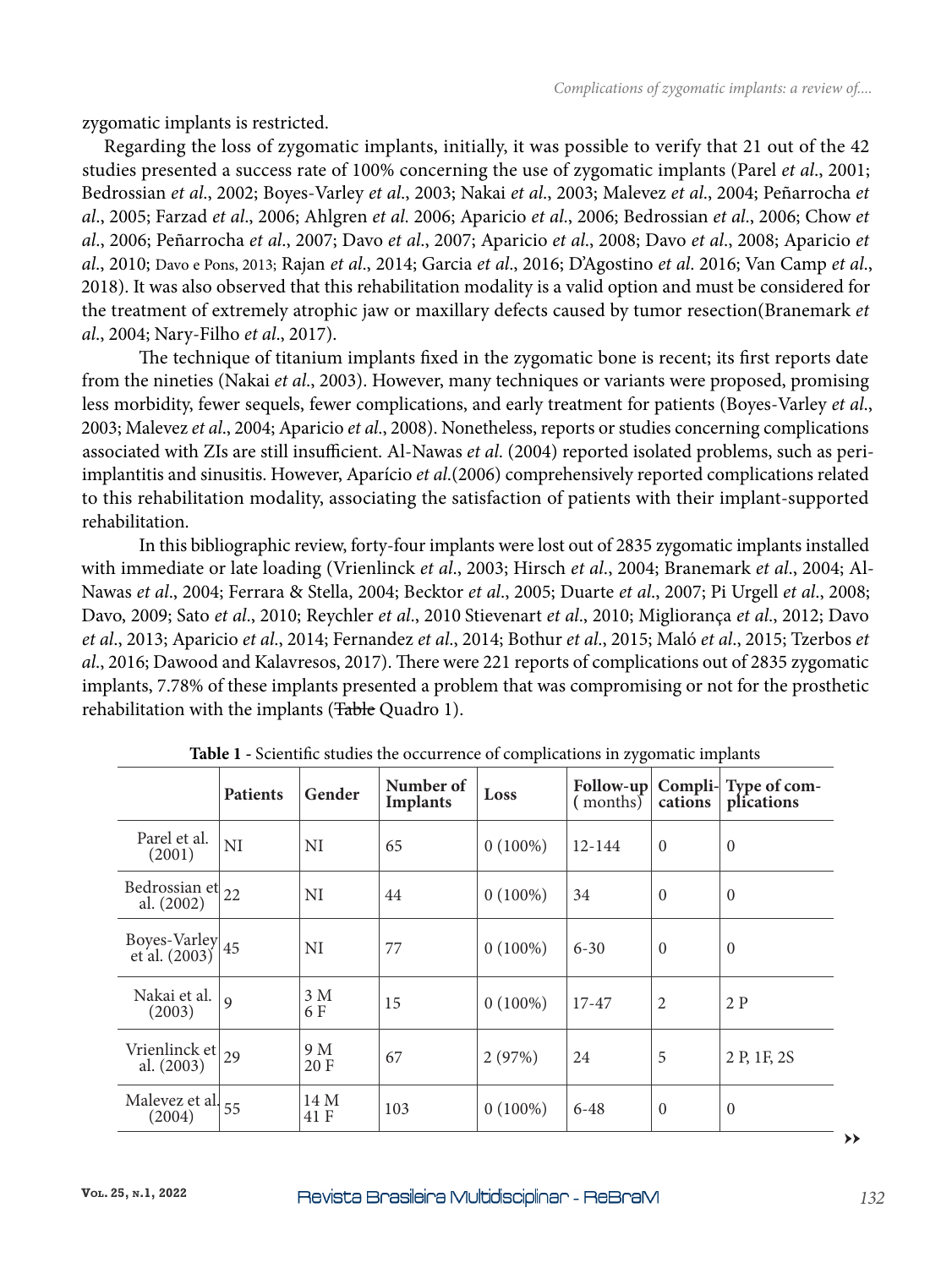zygomatic implants is restricted.

Regarding the loss of zygomatic implants, initially, it was possible to verify that 21 out of the 42 studies presented a success rate of 100% concerning the use of zygomatic implants (Parel *et al*., 2001; Bedrossian *et al*., 2002; Boyes-Varley *et al*., 2003; Nakai *et al*., 2003; Malevez *et al*., 2004; Peñarrocha *et al*., 2005; Farzad *et al*., 2006; Ahlgren *et al*. 2006; Aparicio *et al*., 2006; Bedrossian *et al*., 2006; Chow *et al*., 2006; Peñarrocha *et al*., 2007; Davo *et al*., 2007; Aparicio *et al*., 2008; Davo *et al*., 2008; Aparicio *et al*., 2010; Davo e Pons, 2013; Rajan *et al*., 2014; Garcia *et al*., 2016; D'Agostino *et al*. 2016; Van Camp *et al*., 2018). It was also observed that this rehabilitation modality is a valid option and must be considered for the treatment of extremely atrophic jaw or maxillary defects caused by tumor resection(Branemark *et al*., 2004; Nary-Filho *et al*., 2017).

The technique of titanium implants fixed in the zygomatic bone is recent; its first reports date from the nineties (Nakai *et al*., 2003). However, many techniques or variants were proposed, promising less morbidity, fewer sequels, fewer complications, and early treatment for patients (Boyes-Varley *et al*., 2003; Malevez *et al*., 2004; Aparicio *et al*., 2008). Nonetheless, reports or studies concerning complications associated with ZIs are still insufficient. Al-Nawas *et al.* (2004) reported isolated problems, such as peri-implantitis and sinusitis. However, Aparício *et al.*(2006) comprehensively reported complications related to this rehabilitation modality, associating the satisfaction of patients with their implant-supported rehabilitation.

In this bibliographic review, forty-four implants were lost out of 2835 zygomatic implants installed with immediate or late loading (Vrienlinck *et al*., 2003; Hirsch *et al*., 2004; Branemark *et al*., 2004; Al-Nawas *et al*., 2004; Ferrara & Stella, 2004; Becktor *et al*., 2005; Duarte *et al*., 2007; Pi Urgell *et al*., 2008; Davo, 2009; Sato *et al*., 2010; Reychler *et al*., 2010 Stievenart *et al*., 2010; Migliorança *et al*., 2012; Davo *et al*., 2013; Aparicio *et al*., 2014; Fernandez *et al*., 2014; Bothur *et al*., 2015; Maló *et al*., 2015; Tzerbos *et al*., 2016; Dawood and Kalavresos, 2017). There were 221 reports of complications out of 2835 zygomatic implants, 7.78% of these implants presented a problem that was compromising or not for the prosthetic rehabilitation with the implants (~~Table~~ Quadro 1).

**Table 1** - Scientific studies the occurrence of complications in zygomatic implants

| | Patients | Gender | Number of Implants | Loss | Follow-up (months) | Complications | Type of complications |
|---|---|---|---|---|---|---|---|
| Parel et al. (2001) | NI | NI | 65 | 0 (100%) | 12-144 | 0 | 0 |
| Bedrossian et al. (2002) | 22 | NI | 44 | 0 (100%) | 34 | 0 | 0 |
| Boyes-Varley et al. (2003) | 45 | NI | 77 | 0 (100%) | 6-30 | 0 | 0 |
| Nakai et al. (2003) | 9 | 3 M 6 F | 15 | 0 (100%) | 17-47 | 2 | 2 P |
| Vrienlinck et al. (2003) | 29 | 9 M 20 F | 67 | 2 (97%) | 24 | 5 | 2 P, 1F, 2S |
| Malevez et al. (2004) | 55 | 14 M 41 F | 103 | 0 (100%) | 6-48 | 0 | 0 |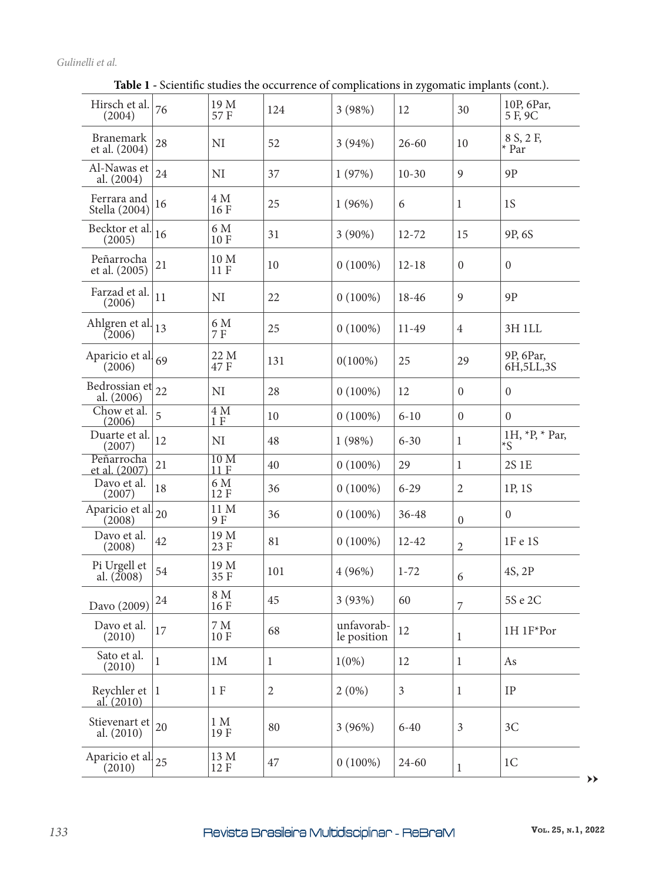**Table 1** - Scientific studies the occurrence of complications in zygomatic implants (cont.).

| | | | | | | | |
|---|---|---|---|---|---|---|---|
| Hirsch et al. (2004) | 76 | 19 M 57 F | 124 | 3 (98%) | 12 | 30 | 10P, 6Par, 5 F, 9C |
| Branemark et al. (2004) | 28 | NI | 52 | 3 (94%) | 26-60 | 10 | 8 S, 2 F, * Par |
| Al-Nawas et al. (2004) | 24 | NI | 37 | 1 (97%) | 10-30 | 9 | 9P |
| Ferrara and Stella (2004) | 16 | 4 M 16 F | 25 | 1 (96%) | 6 | 1 | 1S |
| Becktor et al. (2005) | 16 | 6 M 10 F | 31 | 3 (90%) | 12-72 | 15 | 9P, 6S |
| Peñarrocha et al. (2005) | 21 | 10 M 11 F | 10 | 0 (100%) | 12-18 | 0 | 0 |
| Farzad et al. (2006) | 11 | NI | 22 | 0 (100%) | 18-46 | 9 | 9P |
| Ahlgren et al. (2006) | 13 | 6 M 7 F | 25 | 0 (100%) | 11-49 | 4 | 3H 1LL |
| Aparicio et al. (2006) | 69 | 22 M 47 F | 131 | 0(100%) | 25 | 29 | 9P, 6Par, 6H,5LL,3S |
| Bedrossian et al. (2006) | 22 | NI | 28 | 0 (100%) | 12 | 0 | 0 |
| Chow et al. (2006) | 5 | 4 M 1 F | 10 | 0 (100%) | 6-10 | 0 | 0 |
| Duarte et al. (2007) | 12 | NI | 48 | 1 (98%) | 6-30 | 1 | 1H, *P, * Par, *S |
| Peñarrocha et al. (2007) | 21 | 10 M 11 F | 40 | 0 (100%) | 29 | 1 | 2S 1E |
| Davo et al. (2007) | 18 | 6 M 12 F | 36 | 0 (100%) | 6-29 | 2 | 1P, 1S |
| Aparicio et al. (2008) | 20 | 11 M 9 F | 36 | 0 (100%) | 36-48 | 0 | 0 |
| Davo et al. (2008) | 42 | 19 M 23 F | 81 | 0 (100%) | 12-42 | 2 | 1F e 1S |
| Pi Urgell et al. (2008) | 54 | 19 M 35 F | 101 | 4 (96%) | 1-72 | 6 | 4S, 2P |
| Davo (2009) | 24 | 8 M 16 F | 45 | 3 (93%) | 60 | 7 | 5S e 2C |
| Davo et al. (2010) | 17 | 7 M 10 F | 68 | unfavorable position | 12 | 1 | 1H 1F*Por |
| Sato et al. (2010) | 1 | 1M | 1 | 1(0%) | 12 | 1 | As |
| Reychler et al. (2010) | 1 | 1 F | 2 | 2 (0%) | 3 | 1 | IP |
| Stievenart et al. (2010) | 20 | 1 M 19 F | 80 | 3 (96%) | 6-40 | 3 | 3C |
| Aparicio et al. (2010) | 25 | 13 M 12 F | 47 | 0 (100%) | 24-60 | 1 | 1C |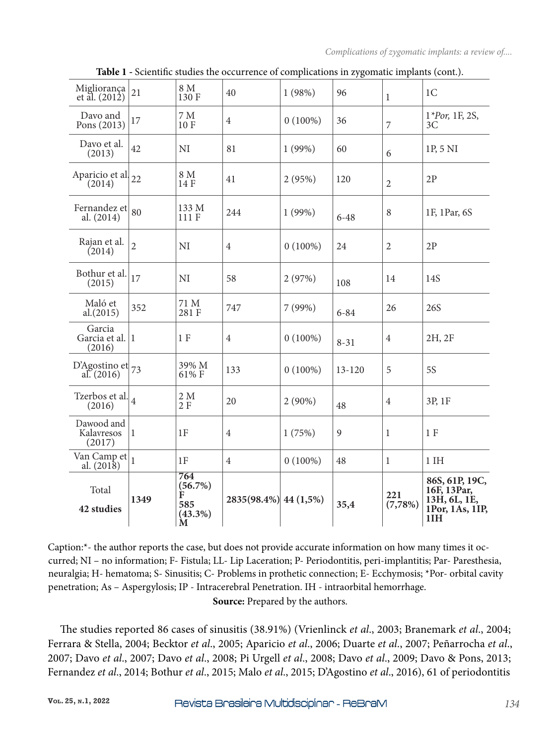**Table 1** - Scientific studies the occurrence of complications in zygomatic implants (cont.).

| | | | | | | | |
|---|---|---|---|---|---|---|---|
| Miglioranҫa et al. (2012) | 21 | 8 M 130 F | 40 | 1 (98%) | 96 | 1 | 1C |
| Davo and Pons (2013) | 17 | 7 M 10 F | 4 | 0 (100%) | 36 | 7 | 1*Por, 1F, 2S, 3C |
| Davo et al. (2013) | 42 | NI | 81 | 1 (99%) | 60 | 6 | 1P, 5 NI |
| Aparicio et al. (2014) | 22 | 8 M 14 F | 41 | 2 (95%) | 120 | 2 | 2P |
| Fernandez et al. (2014) | 80 | 133 M 111 F | 244 | 1 (99%) | 6-48 | 8 | 1F, 1Par, 6S |
| Rajan et al. (2014) | 2 | NI | 4 | 0 (100%) | 24 | 2 | 2P |
| Bothur et al. (2015) | 17 | NI | 58 | 2 (97%) | 108 | 14 | 14S |
| Maló et al.(2015) | 352 | 71 M 281 F | 747 | 7 (99%) | 6-84 | 26 | 26S |
| Garcia Garcia et al. (2016) | 1 | 1 F | 4 | 0 (100%) | 8-31 | 4 | 2H, 2F |
| D'Agostino et al. (2016) | 73 | 39% M 61% F | 133 | 0 (100%) | 13-120 | 5 | 5S |
| Tzerbos et al. (2016) | 4 | 2 M 2 F | 20 | 2 (90%) | 48 | 4 | 3P, 1F |
| Dawood and Kalavresos (2017) | 1 | 1F | 4 | 1 (75%) | 9 | 1 | 1 F |
| Van Camp et al. (2018) | 1 | 1F | 4 | 0 (100%) | 48 | 1 | 1 IH |
| Total **42 studies** | **1349** | **764 (56.7%) F 585 (43.3%) M** | **2835(98.4%)** | **44 (1,5%)** | **35,4** | **221 (7,78%)** | **86S, 61P, 19C, 16F, 13Par, 13H, 6L, 1E, 1Por, 1As, 1IP, 1IH** |

Caption:*- the author reports the case, but does not provide accurate information on how many times it occurred; NI – no information; F- Fistula; LL- Lip Laceration; P- Periodontitis, peri-implantitis; Par- Paresthesia, neuralgia; H- hematoma; S- Sinusitis; C- Problems in prosthetic connection; E- Ecchymosis; *Por- orbital cavity penetration; As – Aspergylosis; IP - Intracerebral Penetration. IH - intraorbital hemorrhage.

**Source:** Prepared by the authors.

The studies reported 86 cases of sinusitis (38.91%) (Vrienlinck *et al.*, 2003; Branemark *et al.*, 2004; Ferrara & Stella, 2004; Becktor *et al.*, 2005; Aparicio *et al.*, 2006; Duarte *et al.*, 2007; Peñarrocha *et al.*, 2007; Davo *et al.*, 2007; Davo *et al.*, 2008; Pi Urgell *et al.*, 2008; Davo *et al.*, 2009; Davo & Pons, 2013; Fernandez *et al.*, 2014; Bothur *et al.*, 2015; Malo *et al.*, 2015; D'Agostino *et al.*, 2016), 61 of periodontitis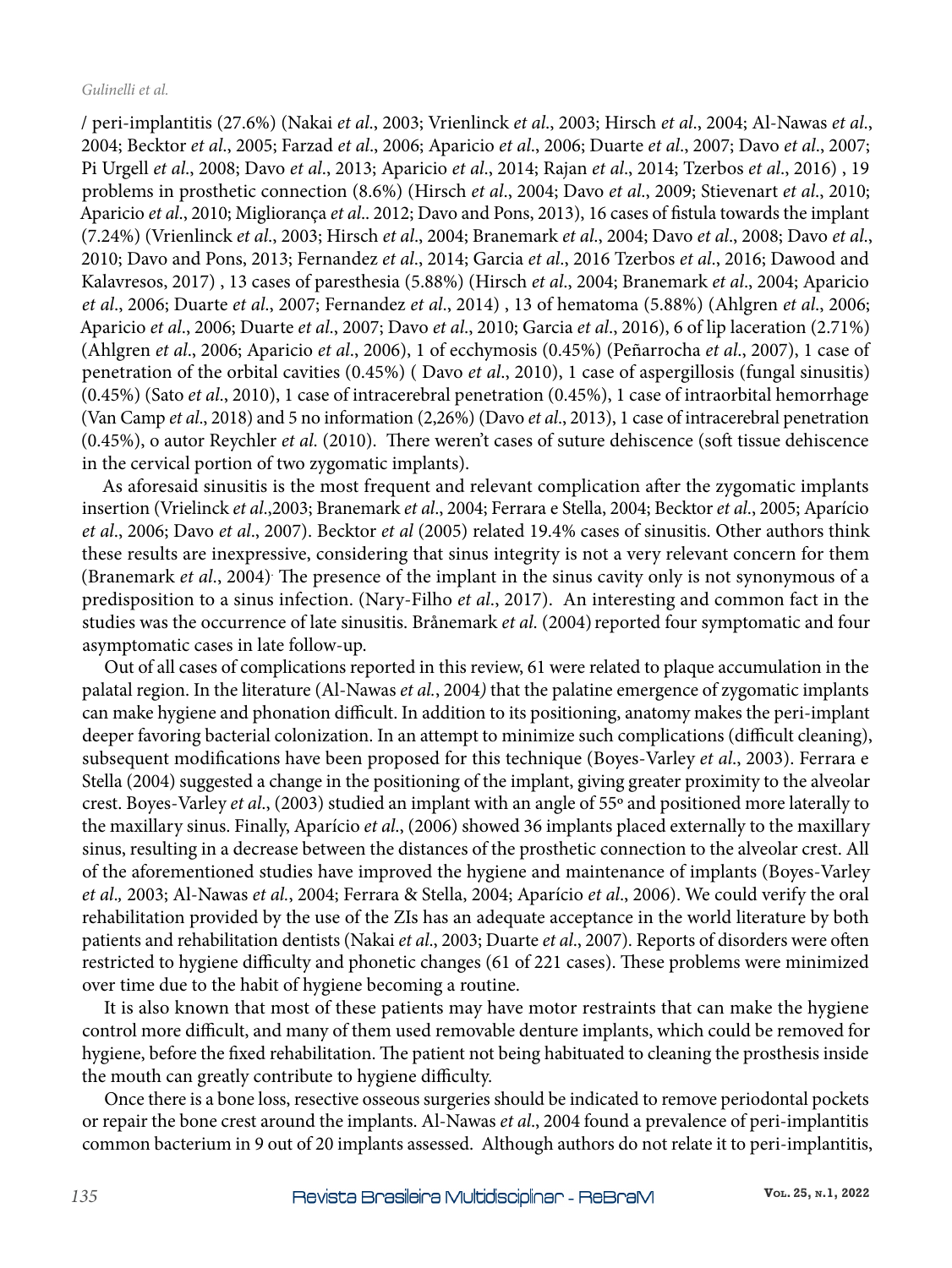/ peri-implantitis (27.6%) (Nakai *et al*., 2003; Vrienlinck *et al*., 2003; Hirsch *et al*., 2004; Al-Nawas *et al*., 2004; Becktor *et al*., 2005; Farzad *et al*., 2006; Aparicio *et al*., 2006; Duarte *et al*., 2007; Davo *et al*., 2007; Pi Urgell *et al*., 2008; Davo *et al*., 2013; Aparicio *et al*., 2014; Rajan *et al*., 2014; Tzerbos *et al*., 2016) , 19 problems in prosthetic connection (8.6%) (Hirsch *et al*., 2004; Davo *et al*., 2009; Stievenart *et al*., 2010; Aparicio *et al*., 2010; Miglioranҫa *et al*.. 2012; Davo and Pons, 2013), 16 cases of fistula towards the implant (7.24%) (Vrienlinck *et al*., 2003; Hirsch *et al*., 2004; Branemark *et al*., 2004; Davo *et al*., 2008; Davo *et al*., 2010; Davo and Pons, 2013; Fernandez *et al*., 2014; Garcia *et al*., 2016 Tzerbos *et al*., 2016; Dawood and Kalavresos, 2017) , 13 cases of paresthesia (5.88%) (Hirsch *et al*., 2004; Branemark *et al*., 2004; Aparicio *et al*., 2006; Duarte *et al*., 2007; Fernandez *et al*., 2014) , 13 of hematoma (5.88%) (Ahlgren *et al*., 2006; Aparicio *et al*., 2006; Duarte *et al*., 2007; Davo *et al*., 2010; Garcia *et al*., 2016), 6 of lip laceration (2.71%) (Ahlgren *et al*., 2006; Aparicio *et al*., 2006), 1 of ecchymosis (0.45%) (Peñarrocha *et al*., 2007), 1 case of penetration of the orbital cavities (0.45%) ( Davo *et al*., 2010), 1 case of aspergillosis (fungal sinusitis) (0.45%) (Sato *et al*., 2010), 1 case of intracerebral penetration (0.45%), 1 case of intraorbital hemorrhage (Van Camp *et al*., 2018) and 5 no information (2,26%) (Davo *et al*., 2013), 1 case of intracerebral penetration (0.45%), o autor Reychler *et al*. (2010). There weren't cases of suture dehiscence (soft tissue dehiscence in the cervical portion of two zygomatic implants).

As aforesaid sinusitis is the most frequent and relevant complication after the zygomatic implants insertion (Vrielinck *et al*.,2003; Branemark *et al*., 2004; Ferrara e Stella, 2004; Becktor *et al*., 2005; Aparício *et al*., 2006; Davo *et al*., 2007). Becktor *et al* (2005) related 19.4% cases of sinusitis. Other authors think these results are inexpressive, considering that sinus integrity is not a very relevant concern for them (Branemark *et al*., 2004). The presence of the implant in the sinus cavity only is not synonymous of a predisposition to a sinus infection. (Nary-Filho *et al*., 2017). An interesting and common fact in the studies was the occurrence of late sinusitis. Brånemark *et al*. (2004) reported four symptomatic and four asymptomatic cases in late follow-up.

Out of all cases of complications reported in this review, 61 were related to plaque accumulation in the palatal region. In the literature (Al-Nawas *et al.*, 2004) that the palatine emergence of zygomatic implants can make hygiene and phonation difficult. In addition to its positioning, anatomy makes the peri-implant deeper favoring bacterial colonization. In an attempt to minimize such complications (difficult cleaning), subsequent modifications have been proposed for this technique (Boyes-Varley *et al*., 2003). Ferrara e Stella (2004) suggested a change in the positioning of the implant, giving greater proximity to the alveolar crest. Boyes-Varley *et al*., (2003) studied an implant with an angle of 55º and positioned more laterally to the maxillary sinus. Finally, Aparício *et al*., (2006) showed 36 implants placed externally to the maxillary sinus, resulting in a decrease between the distances of the prosthetic connection to the alveolar crest. All of the aforementioned studies have improved the hygiene and maintenance of implants (Boyes-Varley *et al*., 2003; Al-Nawas *et al.*, 2004; Ferrara & Stella, 2004; Aparício *et al*., 2006). We could verify the oral rehabilitation provided by the use of the ZIs has an adequate acceptance in the world literature by both patients and rehabilitation dentists (Nakai *et al*., 2003; Duarte *et al*., 2007). Reports of disorders were often restricted to hygiene difficulty and phonetic changes (61 of 221 cases). These problems were minimized over time due to the habit of hygiene becoming a routine.

It is also known that most of these patients may have motor restraints that can make the hygiene control more difficult, and many of them used removable denture implants, which could be removed for hygiene, before the fixed rehabilitation. The patient not being habituated to cleaning the prosthesis inside the mouth can greatly contribute to hygiene difficulty.

Once there is a bone loss, resective osseous surgeries should be indicated to remove periodontal pockets or repair the bone crest around the implants. Al-Nawas *et al*., 2004 found a prevalence of peri-implantitis common bacterium in 9 out of 20 implants assessed. Although authors do not relate it to peri-implantitis,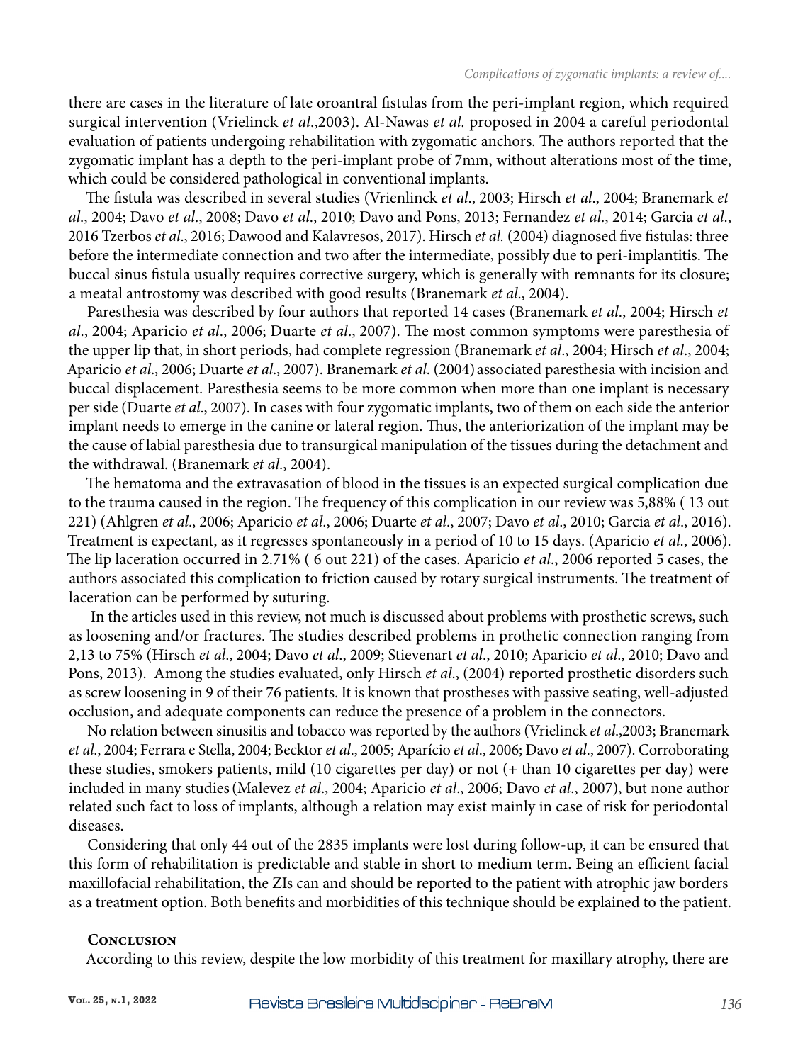there are cases in the literature of late oroantral fistulas from the peri-implant region, which required surgical intervention (Vrielinck *et al*.,2003). Al-Nawas *et al.* proposed in 2004 a careful periodontal evaluation of patients undergoing rehabilitation with zygomatic anchors. The authors reported that the zygomatic implant has a depth to the peri-implant probe of 7mm, without alterations most of the time, which could be considered pathological in conventional implants.

The fistula was described in several studies (Vrienlinck *et al*., 2003; Hirsch *et al*., 2004; Branemark *et al*., 2004; Davo *et al*., 2008; Davo *et al*., 2010; Davo and Pons, 2013; Fernandez *et al*., 2014; Garcia *et al*., 2016 Tzerbos *et al*., 2016; Dawood and Kalavresos, 2017). Hirsch *et al.* (2004) diagnosed five fistulas: three before the intermediate connection and two after the intermediate, possibly due to peri-implantitis. The buccal sinus fistula usually requires corrective surgery, which is generally with remnants for its closure; a meatal antrostomy was described with good results (Branemark *et al*., 2004).

Paresthesia was described by four authors that reported 14 cases (Branemark *et al*., 2004; Hirsch *et al*., 2004; Aparicio *et al*., 2006; Duarte *et al*., 2007). The most common symptoms were paresthesia of the upper lip that, in short periods, had complete regression (Branemark *et al*., 2004; Hirsch *et al*., 2004; Aparicio *et al*., 2006; Duarte *et al*., 2007). Branemark *et al.* (2004) associated paresthesia with incision and buccal displacement. Paresthesia seems to be more common when more than one implant is necessary per side (Duarte *et al*., 2007). In cases with four zygomatic implants, two of them on each side the anterior implant needs to emerge in the canine or lateral region. Thus, the anteriorization of the implant may be the cause of labial paresthesia due to transurgical manipulation of the tissues during the detachment and the withdrawal. (Branemark *et al*., 2004).

The hematoma and the extravasation of blood in the tissues is an expected surgical complication due to the trauma caused in the region. The frequency of this complication in our review was 5,88% ( 13 out 221) (Ahlgren *et al*., 2006; Aparicio *et al*., 2006; Duarte *et al*., 2007; Davo *et al*., 2010; Garcia *et al*., 2016). Treatment is expectant, as it regresses spontaneously in a period of 10 to 15 days. (Aparicio *et al*., 2006). The lip laceration occurred in 2.71% ( 6 out 221) of the cases. Aparicio *et al*., 2006 reported 5 cases, the authors associated this complication to friction caused by rotary surgical instruments. The treatment of laceration can be performed by suturing.

In the articles used in this review, not much is discussed about problems with prosthetic screws, such as loosening and/or fractures. The studies described problems in prosthetic connection ranging from 2,13 to 75% (Hirsch *et al*., 2004; Davo *et al*., 2009; Stievenart *et al*., 2010; Aparicio *et al*., 2010; Davo and Pons, 2013). Among the studies evaluated, only Hirsch *et al*., (2004) reported prosthetic disorders such as screw loosening in 9 of their 76 patients. It is known that prostheses with passive seating, well-adjusted occlusion, and adequate components can reduce the presence of a problem in the connectors.

No relation between sinusitis and tobacco was reported by the authors (Vrielinck *et al*.,2003; Branemark *et al*., 2004; Ferrara e Stella, 2004; Becktor *et al*., 2005; Aparício *et al*., 2006; Davo *et al*., 2007). Corroborating these studies, smokers patients, mild (10 cigarettes per day) or not (+ than 10 cigarettes per day) were included in many studies (Malevez *et al*., 2004; Aparicio *et al*., 2006; Davo *et al*., 2007), but none author related such fact to loss of implants, although a relation may exist mainly in case of risk for periodontal diseases.

Considering that only 44 out of the 2835 implants were lost during follow-up, it can be ensured that this form of rehabilitation is predictable and stable in short to medium term. Being an efficient facial maxillofacial rehabilitation, the ZIs can and should be reported to the patient with atrophic jaw borders as a treatment option. Both benefits and morbidities of this technique should be explained to the patient.

## Conclusion

According to this review, despite the low morbidity of this treatment for maxillary atrophy, there are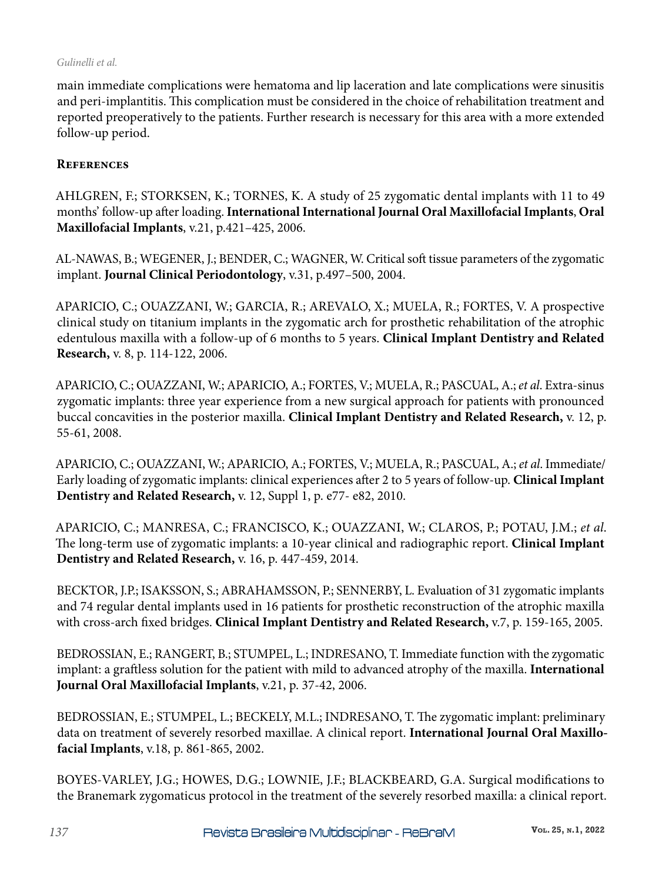main immediate complications were hematoma and lip laceration and late complications were sinusitis and peri-implantitis. This complication must be considered in the choice of rehabilitation treatment and reported preoperatively to the patients. Further research is necessary for this area with a more extended follow-up period.

## References

AHLGREN, F.; STORKSEN, K.; TORNES, K. A study of 25 zygomatic dental implants with 11 to 49 months' follow-up after loading. **International International Journal Oral Maxillofacial Implants**, **Oral Maxillofacial Implants**, v.21, p.421–425, 2006.

AL-NAWAS, B.; WEGENER, J.; BENDER, C.; WAGNER, W. Critical soft tissue parameters of the zygomatic implant. **Journal Clinical Periodontology**, v.31, p.497–500, 2004.

APARICIO, C.; OUAZZANI, W.; GARCIA, R.; AREVALO, X.; MUELA, R.; FORTES, V. A prospective clinical study on titanium implants in the zygomatic arch for prosthetic rehabilitation of the atrophic edentulous maxilla with a follow-up of 6 months to 5 years. **Clinical Implant Dentistry and Related Research,** v. 8, p. 114-122, 2006.

APARICIO, C.; OUAZZANI, W.; APARICIO, A.; FORTES, V.; MUELA, R.; PASCUAL, A.; *et al*. Extra-sinus zygomatic implants: three year experience from a new surgical approach for patients with pronounced buccal concavities in the posterior maxilla. **Clinical Implant Dentistry and Related Research,** v. 12, p. 55-61, 2008.

APARICIO, C.; OUAZZANI, W.; APARICIO, A.; FORTES, V.; MUELA, R.; PASCUAL, A.; *et al*. Immediate/ Early loading of zygomatic implants: clinical experiences after 2 to 5 years of follow-up. **Clinical Implant Dentistry and Related Research,** v. 12, Suppl 1, p. e77- e82, 2010.

APARICIO, C.; MANRESA, C.; FRANCISCO, K.; OUAZZANI, W.; CLAROS, P.; POTAU, J.M.; *et al*. The long-term use of zygomatic implants: a 10-year clinical and radiographic report. **Clinical Implant Dentistry and Related Research,** v. 16, p. 447-459, 2014.

BECKTOR, J.P.; ISAKSSON, S.; ABRAHAMSSON, P.; SENNERBY, L. Evaluation of 31 zygomatic implants and 74 regular dental implants used in 16 patients for prosthetic reconstruction of the atrophic maxilla with cross-arch fixed bridges. **Clinical Implant Dentistry and Related Research,** v.7, p. 159-165, 2005.

BEDROSSIAN, E.; RANGERT, B.; STUMPEL, L.; INDRESANO, T. Immediate function with the zygomatic implant: a graftless solution for the patient with mild to advanced atrophy of the maxilla. **International Journal Oral Maxillofacial Implants**, v.21, p. 37-42, 2006.

BEDROSSIAN, E.; STUMPEL, L.; BECKELY, M.L.; INDRESANO, T. The zygomatic implant: preliminary data on treatment of severely resorbed maxillae. A clinical report. **International Journal Oral Maxillofacial Implants**, v.18, p. 861-865, 2002.

BOYES-VARLEY, J.G.; HOWES, D.G.; LOWNIE, J.F.; BLACKBEARD, G.A. Surgical modifications to the Branemark zygomaticus protocol in the treatment of the severely resorbed maxilla: a clinical report.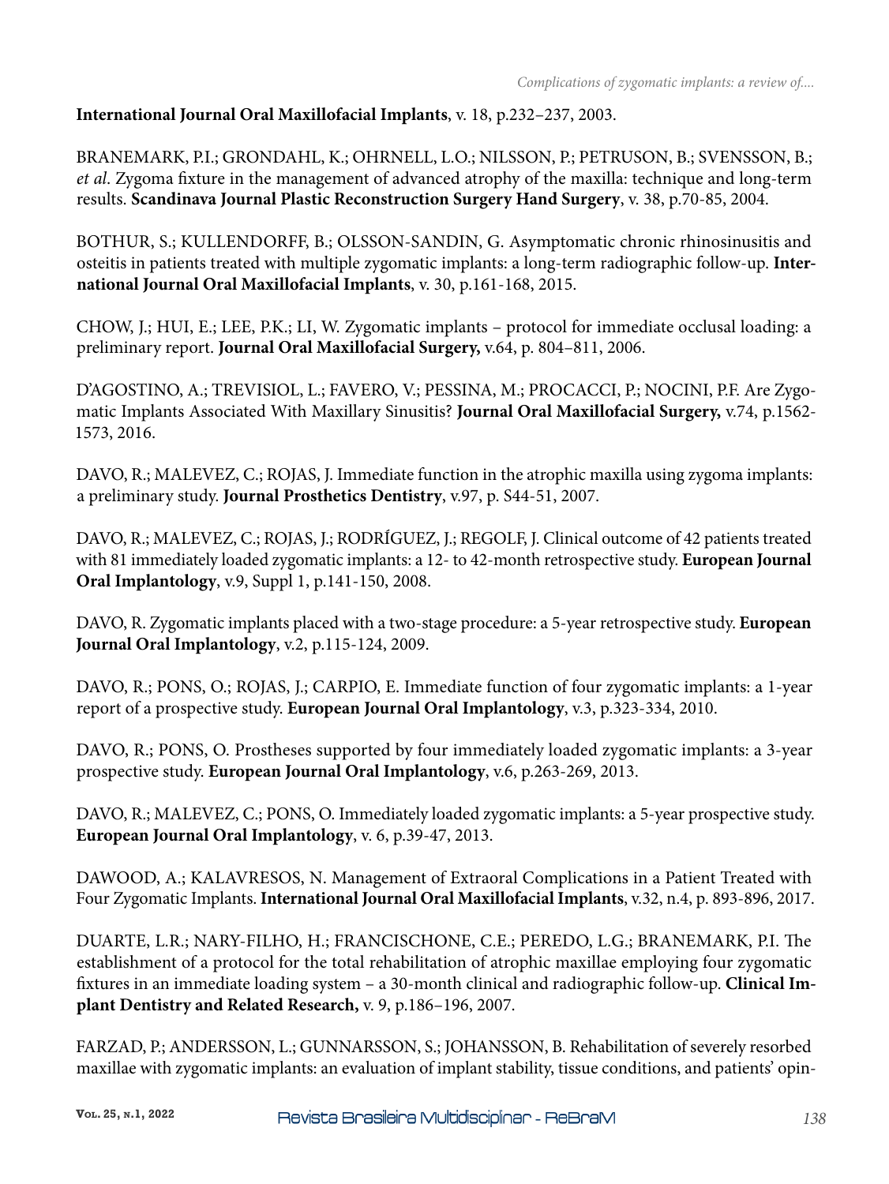**International Journal Oral Maxillofacial Implants**, v. 18, p.232–237, 2003.

BRANEMARK, P.I.; GRONDAHL, K.; OHRNELL, L.O.; NILSSON, P.; PETRUSON, B.; SVENSSON, B.; *et al*. Zygoma fixture in the management of advanced atrophy of the maxilla: technique and long-term results. **Scandinava Journal Plastic Reconstruction Surgery Hand Surgery**, v. 38, p.70-85, 2004.

BOTHUR, S.; KULLENDORFF, B.; OLSSON-SANDIN, G. Asymptomatic chronic rhinosinusitis and osteitis in patients treated with multiple zygomatic implants: a long-term radiographic follow-up. **International Journal Oral Maxillofacial Implants**, v. 30, p.161-168, 2015.

CHOW, J.; HUI, E.; LEE, P.K.; LI, W. Zygomatic implants – protocol for immediate occlusal loading: a preliminary report. **Journal Oral Maxillofacial Surgery,** v.64, p. 804–811, 2006.

D'AGOSTINO, A.; TREVISIOL, L.; FAVERO, V.; PESSINA, M.; PROCACCI, P.; NOCINI, P.F. Are Zygomatic Implants Associated With Maxillary Sinusitis? **Journal Oral Maxillofacial Surgery,** v.74, p.1562-1573, 2016.

DAVO, R.; MALEVEZ, C.; ROJAS, J. Immediate function in the atrophic maxilla using zygoma implants: a preliminary study. **Journal Prosthetics Dentistry**, v.97, p. S44-51, 2007.

DAVO, R.; MALEVEZ, C.; ROJAS, J.; RODRÍGUEZ, J.; REGOLF, J. Clinical outcome of 42 patients treated with 81 immediately loaded zygomatic implants: a 12- to 42-month retrospective study. **European Journal Oral Implantology**, v.9, Suppl 1, p.141-150, 2008.

DAVO, R. Zygomatic implants placed with a two-stage procedure: a 5-year retrospective study. **European Journal Oral Implantology**, v.2, p.115-124, 2009.

DAVO, R.; PONS, O.; ROJAS, J.; CARPIO, E. Immediate function of four zygomatic implants: a 1-year report of a prospective study. **European Journal Oral Implantology**, v.3, p.323-334, 2010.

DAVO, R.; PONS, O. Prostheses supported by four immediately loaded zygomatic implants: a 3-year prospective study. **European Journal Oral Implantology**, v.6, p.263-269, 2013.

DAVO, R.; MALEVEZ, C.; PONS, O. Immediately loaded zygomatic implants: a 5-year prospective study. **European Journal Oral Implantology**, v. 6, p.39-47, 2013.

DAWOOD, A.; KALAVRESOS, N. Management of Extraoral Complications in a Patient Treated with Four Zygomatic Implants. **International Journal Oral Maxillofacial Implants**, v.32, n.4, p. 893-896, 2017.

DUARTE, L.R.; NARY-FILHO, H.; FRANCISCHONE, C.E.; PEREDO, L.G.; BRANEMARK, P.I. The establishment of a protocol for the total rehabilitation of atrophic maxillae employing four zygomatic fixtures in an immediate loading system – a 30-month clinical and radiographic follow-up. **Clinical Implant Dentistry and Related Research,** v. 9, p.186–196, 2007.

FARZAD, P.; ANDERSSON, L.; GUNNARSSON, S.; JOHANSSON, B. Rehabilitation of severely resorbed maxillae with zygomatic implants: an evaluation of implant stability, tissue conditions, and patients' opin-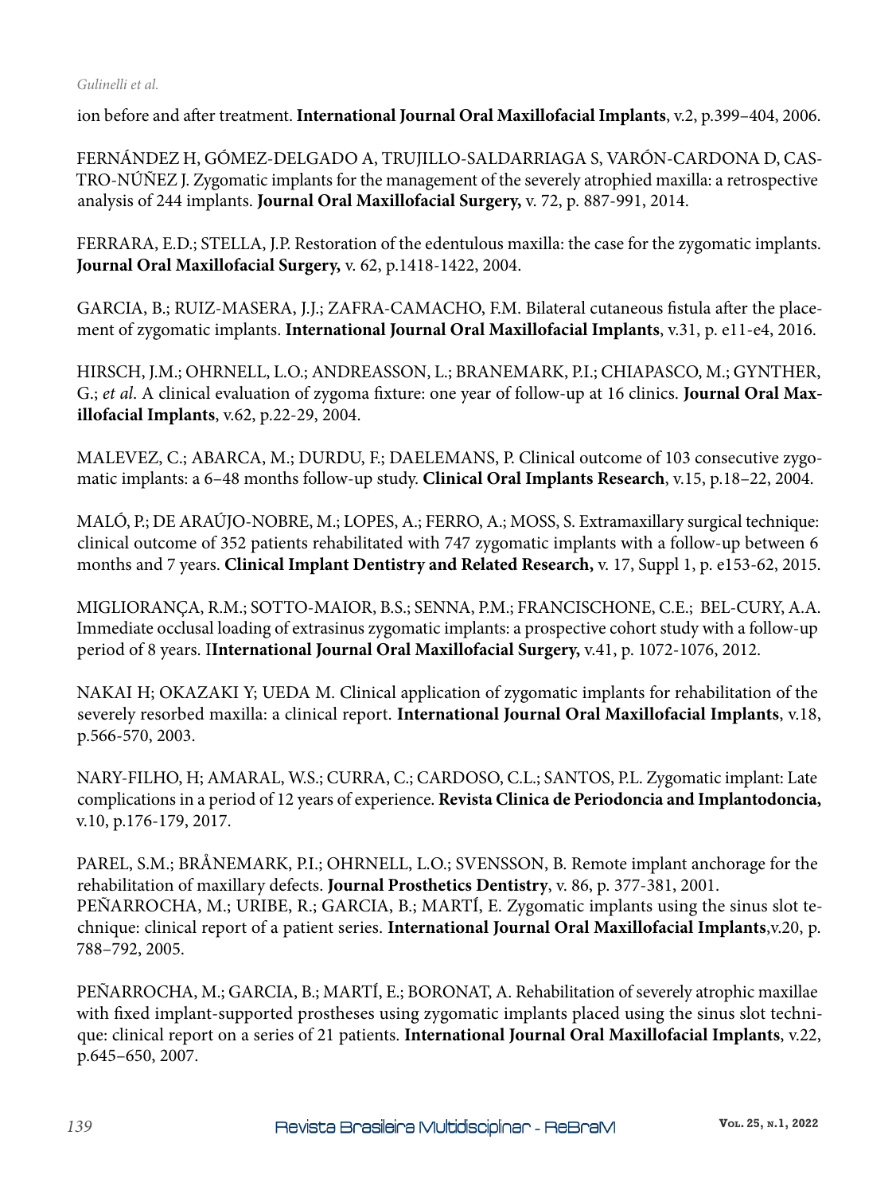ion before and after treatment. **International Journal Oral Maxillofacial Implants**, v.2, p.399–404, 2006.

FERNÁNDEZ H, GÓMEZ-DELGADO A, TRUJILLO-SALDARRIAGA S, VARÓN-CARDONA D, CASTRO-NÚÑEZ J. Zygomatic implants for the management of the severely atrophied maxilla: a retrospective analysis of 244 implants. **Journal Oral Maxillofacial Surgery,** v. 72, p. 887-991, 2014.

FERRARA, E.D.; STELLA, J.P. Restoration of the edentulous maxilla: the case for the zygomatic implants. **Journal Oral Maxillofacial Surgery,** v. 62, p.1418-1422, 2004.

GARCIA, B.; RUIZ-MASERA, J.J.; ZAFRA-CAMACHO, F.M. Bilateral cutaneous fistula after the placement of zygomatic implants. **International Journal Oral Maxillofacial Implants**, v.31, p. e11-e4, 2016.

HIRSCH, J.M.; OHRNELL, L.O.; ANDREASSON, L.; BRANEMARK, P.I.; CHIAPASCO, M.; GYNTHER, G.; *et al*. A clinical evaluation of zygoma fixture: one year of follow-up at 16 clinics. **Journal Oral Maxillofacial Implants**, v.62, p.22-29, 2004.

MALEVEZ, C.; ABARCA, M.; DURDU, F.; DAELEMANS, P. Clinical outcome of 103 consecutive zygomatic implants: a 6–48 months follow-up study. **Clinical Oral Implants Research**, v.15, p.18–22, 2004.

MALÓ, P.; DE ARAÚJO-NOBRE, M.; LOPES, A.; FERRO, A.; MOSS, S. Extramaxillary surgical technique: clinical outcome of 352 patients rehabilitated with 747 zygomatic implants with a follow-up between 6 months and 7 years. **Clinical Implant Dentistry and Related Research,** v. 17, Suppl 1, p. e153-62, 2015.

MIGLIORANÇA, R.M.; SOTTO-MAIOR, B.S.; SENNA, P.M.; FRANCISCHONE, C.E.; BEL-CURY, A.A. Immediate occlusal loading of extrasinus zygomatic implants: a prospective cohort study with a follow-up period of 8 years. I**International Journal Oral Maxillofacial Surgery,** v.41, p. 1072-1076, 2012.

NAKAI H; OKAZAKI Y; UEDA M. Clinical application of zygomatic implants for rehabilitation of the severely resorbed maxilla: a clinical report. **International Journal Oral Maxillofacial Implants**, v.18, p.566-570, 2003.

NARY-FILHO, H; AMARAL, W.S.; CURRA, C.; CARDOSO, C.L.; SANTOS, P.L. Zygomatic implant: Late complications in a period of 12 years of experience. **Revista Clinica de Periodoncia and Implantodoncia,** v.10, p.176-179, 2017.

PAREL, S.M.; BRÅNEMARK, P.I.; OHRNELL, L.O.; SVENSSON, B. Remote implant anchorage for the rehabilitation of maxillary defects. **Journal Prosthetics Dentistry**, v. 86, p. 377-381, 2001.

PEÑARROCHA, M.; URIBE, R.; GARCIA, B.; MARTÍ, E. Zygomatic implants using the sinus slot technique: clinical report of a patient series. **International Journal Oral Maxillofacial Implants**,v.20, p. 788–792, 2005.

PEÑARROCHA, M.; GARCIA, B.; MARTÍ, E.; BORONAT, A. Rehabilitation of severely atrophic maxillae with fixed implant-supported prostheses using zygomatic implants placed using the sinus slot technique: clinical report on a series of 21 patients. **International Journal Oral Maxillofacial Implants**, v.22, p.645–650, 2007.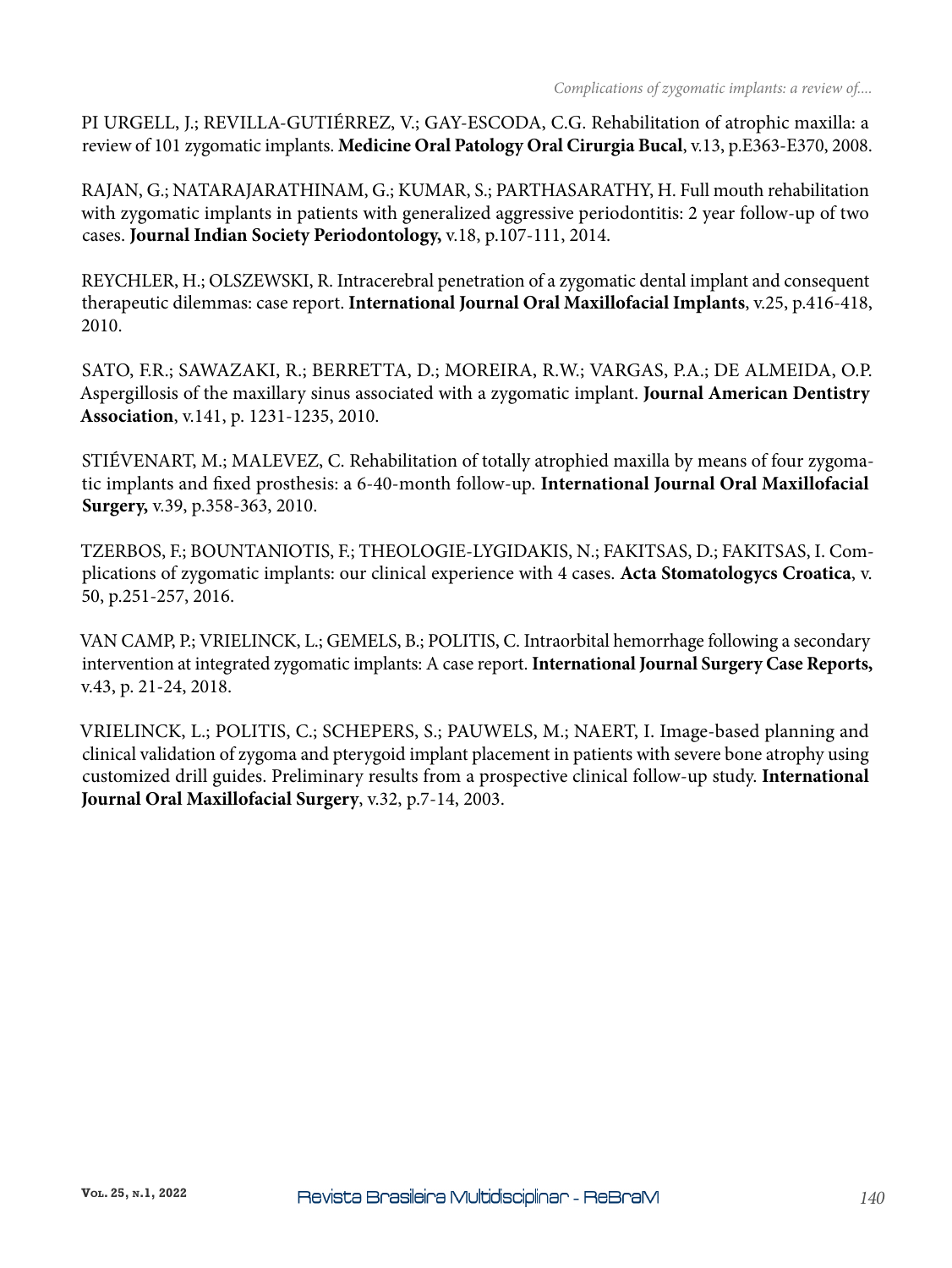PI URGELL, J.; REVILLA-GUTIÉRREZ, V.; GAY-ESCODA, C.G. Rehabilitation of atrophic maxilla: a review of 101 zygomatic implants. **Medicine Oral Patology Oral Cirurgia Bucal**, v.13, p.E363-E370, 2008.

RAJAN, G.; NATARAJARATHINAM, G.; KUMAR, S.; PARTHASARATHY, H. Full mouth rehabilitation with zygomatic implants in patients with generalized aggressive periodontitis: 2 year follow-up of two cases. **Journal Indian Society Periodontology,** v.18, p.107-111, 2014.

REYCHLER, H.; OLSZEWSKI, R. Intracerebral penetration of a zygomatic dental implant and consequent therapeutic dilemmas: case report. **International Journal Oral Maxillofacial Implants**, v.25, p.416-418, 2010.

SATO, F.R.; SAWAZAKI, R.; BERRETTA, D.; MOREIRA, R.W.; VARGAS, P.A.; DE ALMEIDA, O.P. Aspergillosis of the maxillary sinus associated with a zygomatic implant. **Journal American Dentistry Association**, v.141, p. 1231-1235, 2010.

STIÉVENART, M.; MALEVEZ, C. Rehabilitation of totally atrophied maxilla by means of four zygomatic implants and fixed prosthesis: a 6-40-month follow-up. **International Journal Oral Maxillofacial Surgery,** v.39, p.358-363, 2010.

TZERBOS, F.; BOUNTANIOTIS, F.; THEOLOGIE-LYGIDAKIS, N.; FAKITSAS, D.; FAKITSAS, I. Complications of zygomatic implants: our clinical experience with 4 cases. **Acta Stomatologycs Croatica**, v. 50, p.251-257, 2016.

VAN CAMP, P.; VRIELINCK, L.; GEMELS, B.; POLITIS, C. Intraorbital hemorrhage following a secondary intervention at integrated zygomatic implants: A case report. **International Journal Surgery Case Reports,** v.43, p. 21-24, 2018.

VRIELINCK, L.; POLITIS, C.; SCHEPERS, S.; PAUWELS, M.; NAERT, I. Image-based planning and clinical validation of zygoma and pterygoid implant placement in patients with severe bone atrophy using customized drill guides. Preliminary results from a prospective clinical follow-up study. **International Journal Oral Maxillofacial Surgery**, v.32, p.7-14, 2003.